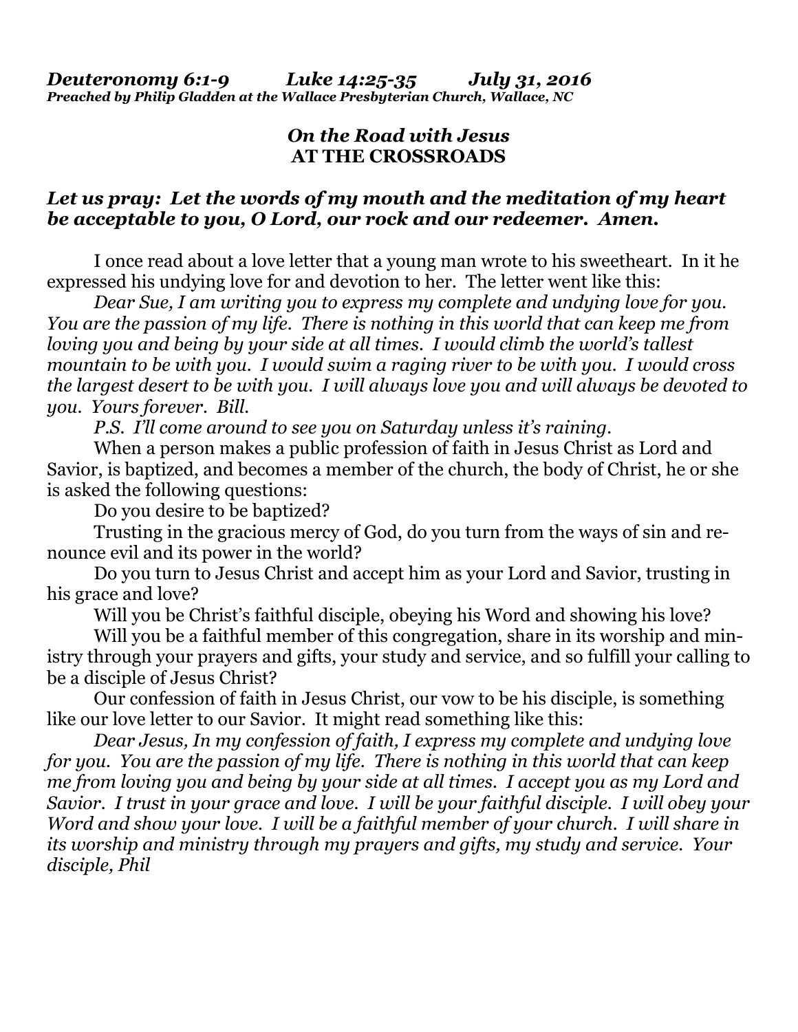***Deuteronomy 6:1-9 Luke 14:25-35 July 31, 2016***
***Preached by Philip Gladden at the Wallace Presbyterian Church, Wallace, NC***

## *On the Road with Jesus*
## AT THE CROSSROADS

***Let us pray: Let the words of my mouth and the meditation of my heart be acceptable to you, O Lord, our rock and our redeemer. Amen.***

I once read about a love letter that a young man wrote to his sweetheart. In it he expressed his undying love for and devotion to her. The letter went like this:

*Dear Sue, I am writing you to express my complete and undying love for you. You are the passion of my life. There is nothing in this world that can keep me from loving you and being by your side at all times. I would climb the world's tallest mountain to be with you. I would swim a raging river to be with you. I would cross the largest desert to be with you. I will always love you and will always be devoted to you. Yours forever. Bill.*

*P.S. I'll come around to see you on Saturday unless it's raining.*

When a person makes a public profession of faith in Jesus Christ as Lord and Savior, is baptized, and becomes a member of the church, the body of Christ, he or she is asked the following questions:

Do you desire to be baptized?

Trusting in the gracious mercy of God, do you turn from the ways of sin and renounce evil and its power in the world?

Do you turn to Jesus Christ and accept him as your Lord and Savior, trusting in his grace and love?

Will you be Christ's faithful disciple, obeying his Word and showing his love?

Will you be a faithful member of this congregation, share in its worship and ministry through your prayers and gifts, your study and service, and so fulfill your calling to be a disciple of Jesus Christ?

Our confession of faith in Jesus Christ, our vow to be his disciple, is something like our love letter to our Savior. It might read something like this:

*Dear Jesus, In my confession of faith, I express my complete and undying love for you. You are the passion of my life. There is nothing in this world that can keep me from loving you and being by your side at all times. I accept you as my Lord and Savior. I trust in your grace and love. I will be your faithful disciple. I will obey your Word and show your love. I will be a faithful member of your church. I will share in its worship and ministry through my prayers and gifts, my study and service. Your disciple, Phil*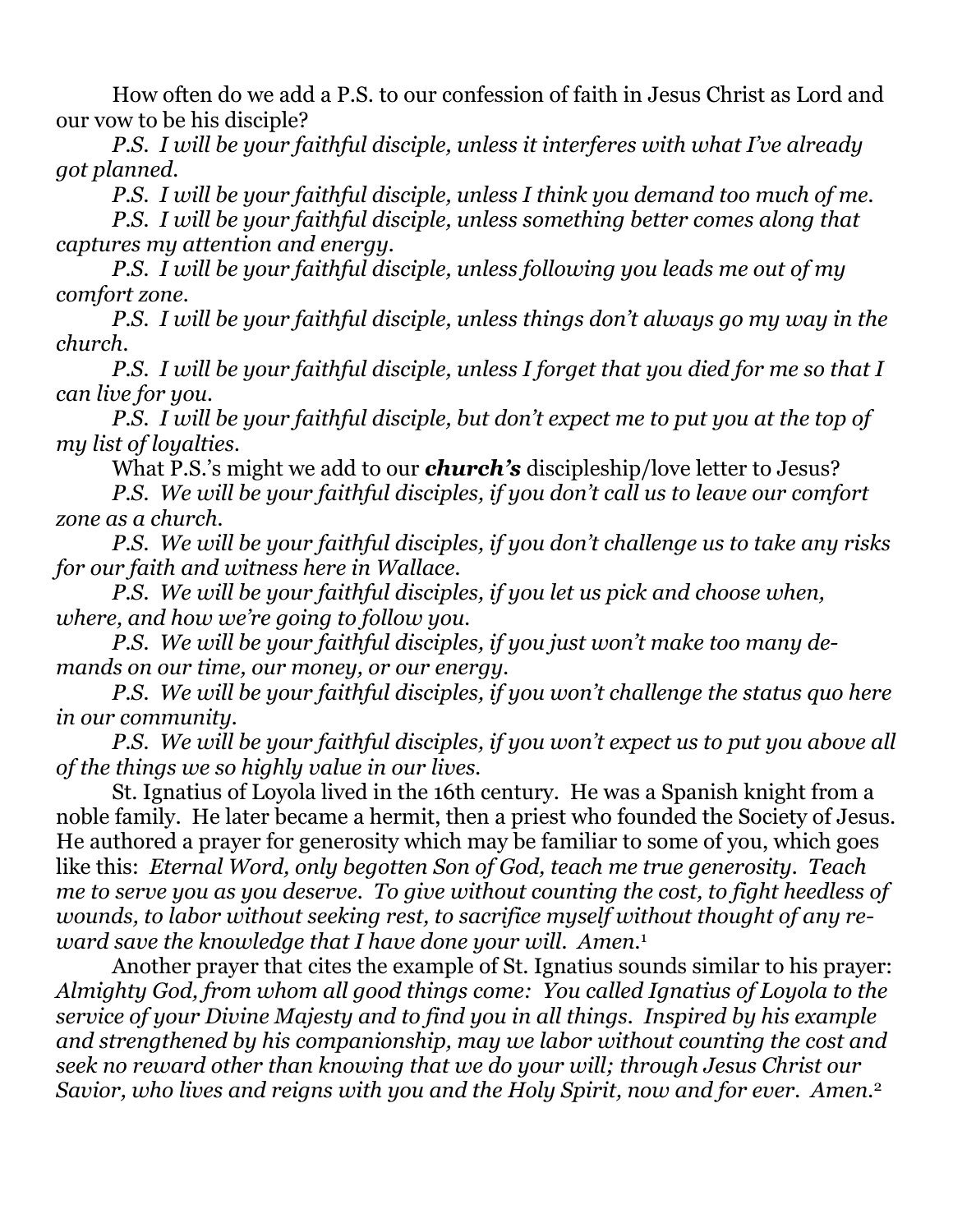How often do we add a P.S. to our confession of faith in Jesus Christ as Lord and our vow to be his disciple?

*P.S. I will be your faithful disciple, unless it interferes with what I've already got planned.*

*P.S. I will be your faithful disciple, unless I think you demand too much of me.*

*P.S. I will be your faithful disciple, unless something better comes along that captures my attention and energy.*

*P.S. I will be your faithful disciple, unless following you leads me out of my comfort zone.*

*P.S. I will be your faithful disciple, unless things don't always go my way in the church.*

*P.S. I will be your faithful disciple, unless I forget that you died for me so that I can live for you.*

*P.S. I will be your faithful disciple, but don't expect me to put you at the top of my list of loyalties.*

What P.S.'s might we add to our ***church's*** discipleship/love letter to Jesus?

*P.S. We will be your faithful disciples, if you don't call us to leave our comfort zone as a church.*

*P.S. We will be your faithful disciples, if you don't challenge us to take any risks for our faith and witness here in Wallace.*

*P.S. We will be your faithful disciples, if you let us pick and choose when, where, and how we're going to follow you.*

*P.S. We will be your faithful disciples, if you just won't make too many demands on our time, our money, or our energy.*

*P.S. We will be your faithful disciples, if you won't challenge the status quo here in our community.*

*P.S. We will be your faithful disciples, if you won't expect us to put you above all of the things we so highly value in our lives.*

St. Ignatius of Loyola lived in the 16th century. He was a Spanish knight from a noble family. He later became a hermit, then a priest who founded the Society of Jesus. He authored a prayer for generosity which may be familiar to some of you, which goes like this: *Eternal Word, only begotten Son of God, teach me true generosity. Teach me to serve you as you deserve. To give without counting the cost, to fight heedless of wounds, to labor without seeking rest, to sacrifice myself without thought of any reward save the knowledge that I have done your will. Amen.*[1]

Another prayer that cites the example of St. Ignatius sounds similar to his prayer: *Almighty God, from whom all good things come: You called Ignatius of Loyola to the service of your Divine Majesty and to find you in all things. Inspired by his example and strengthened by his companionship, may we labor without counting the cost and seek no reward other than knowing that we do your will; through Jesus Christ our Savior, who lives and reigns with you and the Holy Spirit, now and for ever. Amen.*[2]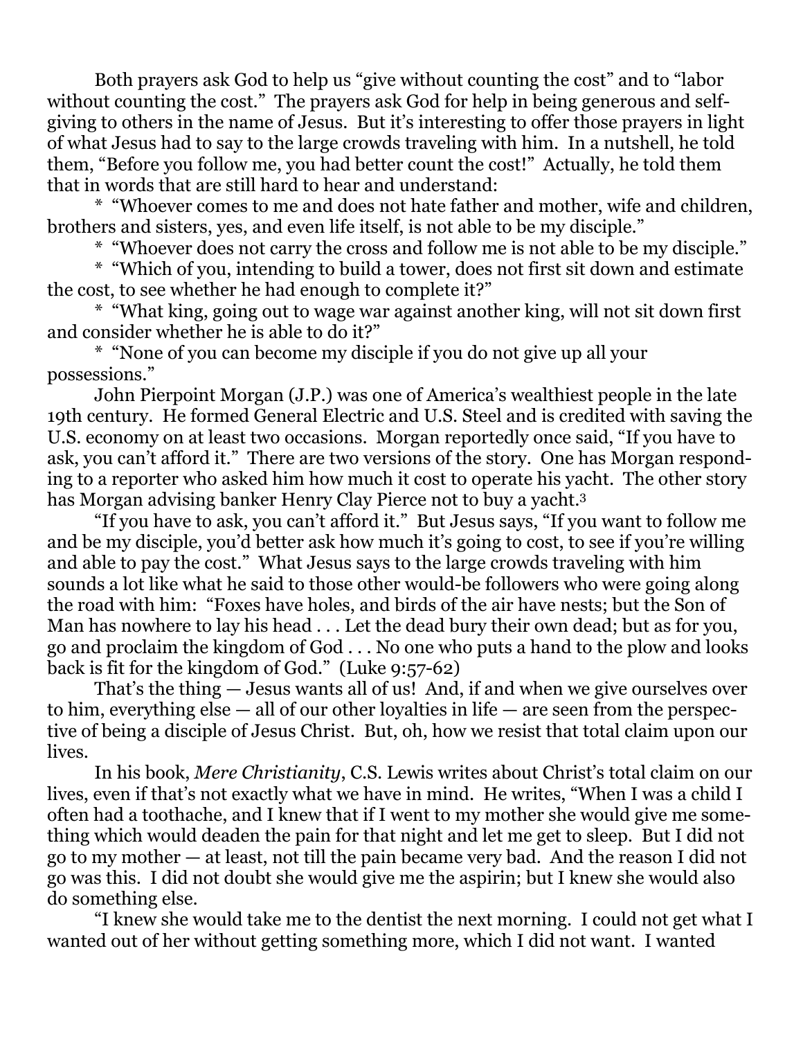Both prayers ask God to help us "give without counting the cost" and to "labor without counting the cost." The prayers ask God for help in being generous and self-giving to others in the name of Jesus. But it's interesting to offer those prayers in light of what Jesus had to say to the large crowds traveling with him. In a nutshell, he told them, "Before you follow me, you had better count the cost!" Actually, he told them that in words that are still hard to hear and understand:

* "Whoever comes to me and does not hate father and mother, wife and children, brothers and sisters, yes, and even life itself, is not able to be my disciple."

* "Whoever does not carry the cross and follow me is not able to be my disciple."

* "Which of you, intending to build a tower, does not first sit down and estimate the cost, to see whether he had enough to complete it?"

* "What king, going out to wage war against another king, will not sit down first and consider whether he is able to do it?"

* "None of you can become my disciple if you do not give up all your possessions."

John Pierpoint Morgan (J.P.) was one of America's wealthiest people in the late 19th century. He formed General Electric and U.S. Steel and is credited with saving the U.S. economy on at least two occasions. Morgan reportedly once said, "If you have to ask, you can't afford it." There are two versions of the story. One has Morgan responding to a reporter who asked him how much it cost to operate his yacht. The other story has Morgan advising banker Henry Clay Pierce not to buy a yacht.[3]

"If you have to ask, you can't afford it." But Jesus says, "If you want to follow me and be my disciple, you'd better ask how much it's going to cost, to see if you're willing and able to pay the cost." What Jesus says to the large crowds traveling with him sounds a lot like what he said to those other would-be followers who were going along the road with him: "Foxes have holes, and birds of the air have nests; but the Son of Man has nowhere to lay his head . . . Let the dead bury their own dead; but as for you, go and proclaim the kingdom of God . . . No one who puts a hand to the plow and looks back is fit for the kingdom of God." (Luke 9:57-62)

That's the thing — Jesus wants all of us! And, if and when we give ourselves over to him, everything else — all of our other loyalties in life — are seen from the perspective of being a disciple of Jesus Christ. But, oh, how we resist that total claim upon our lives.

In his book, *Mere Christianity*, C.S. Lewis writes about Christ's total claim on our lives, even if that's not exactly what we have in mind. He writes, "When I was a child I often had a toothache, and I knew that if I went to my mother she would give me something which would deaden the pain for that night and let me get to sleep. But I did not go to my mother — at least, not till the pain became very bad. And the reason I did not go was this. I did not doubt she would give me the aspirin; but I knew she would also do something else.

"I knew she would take me to the dentist the next morning. I could not get what I wanted out of her without getting something more, which I did not want. I wanted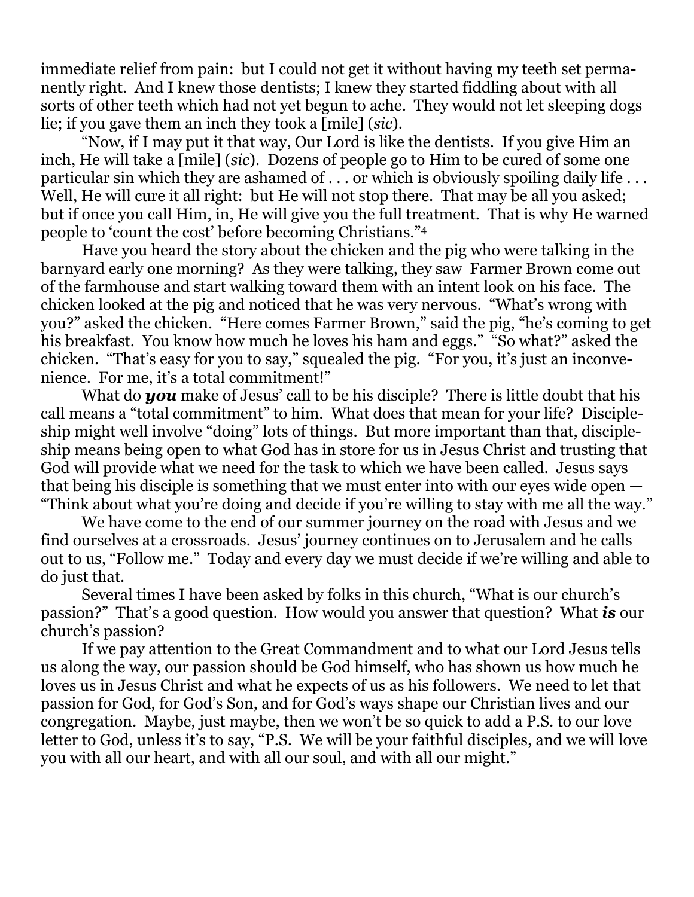immediate relief from pain: but I could not get it without having my teeth set permanently right. And I knew those dentists; I knew they started fiddling about with all sorts of other teeth which had not yet begun to ache. They would not let sleeping dogs lie; if you gave them an inch they took a [mile] (*sic*).

"Now, if I may put it that way, Our Lord is like the dentists. If you give Him an inch, He will take a [mile] (*sic*). Dozens of people go to Him to be cured of some one particular sin which they are ashamed of . . . or which is obviously spoiling daily life . . . Well, He will cure it all right: but He will not stop there. That may be all you asked; but if once you call Him, in, He will give you the full treatment. That is why He warned people to 'count the cost' before becoming Christians."[4]

Have you heard the story about the chicken and the pig who were talking in the barnyard early one morning? As they were talking, they saw Farmer Brown come out of the farmhouse and start walking toward them with an intent look on his face. The chicken looked at the pig and noticed that he was very nervous. "What's wrong with you?" asked the chicken. "Here comes Farmer Brown," said the pig, "he's coming to get his breakfast. You know how much he loves his ham and eggs." "So what?" asked the chicken. "That's easy for you to say," squealed the pig. "For you, it's just an inconvenience. For me, it's a total commitment!"

What do ***you*** make of Jesus' call to be his disciple? There is little doubt that his call means a "total commitment" to him. What does that mean for your life? Discipleship might well involve "doing" lots of things. But more important than that, discipleship means being open to what God has in store for us in Jesus Christ and trusting that God will provide what we need for the task to which we have been called. Jesus says that being his disciple is something that we must enter into with our eyes wide open — "Think about what you're doing and decide if you're willing to stay with me all the way."

We have come to the end of our summer journey on the road with Jesus and we find ourselves at a crossroads. Jesus' journey continues on to Jerusalem and he calls out to us, "Follow me." Today and every day we must decide if we're willing and able to do just that.

Several times I have been asked by folks in this church, "What is our church's passion?" That's a good question. How would you answer that question? What ***is*** our church's passion?

If we pay attention to the Great Commandment and to what our Lord Jesus tells us along the way, our passion should be God himself, who has shown us how much he loves us in Jesus Christ and what he expects of us as his followers. We need to let that passion for God, for God's Son, and for God's ways shape our Christian lives and our congregation. Maybe, just maybe, then we won't be so quick to add a P.S. to our love letter to God, unless it's to say, "P.S. We will be your faithful disciples, and we will love you with all our heart, and with all our soul, and with all our might."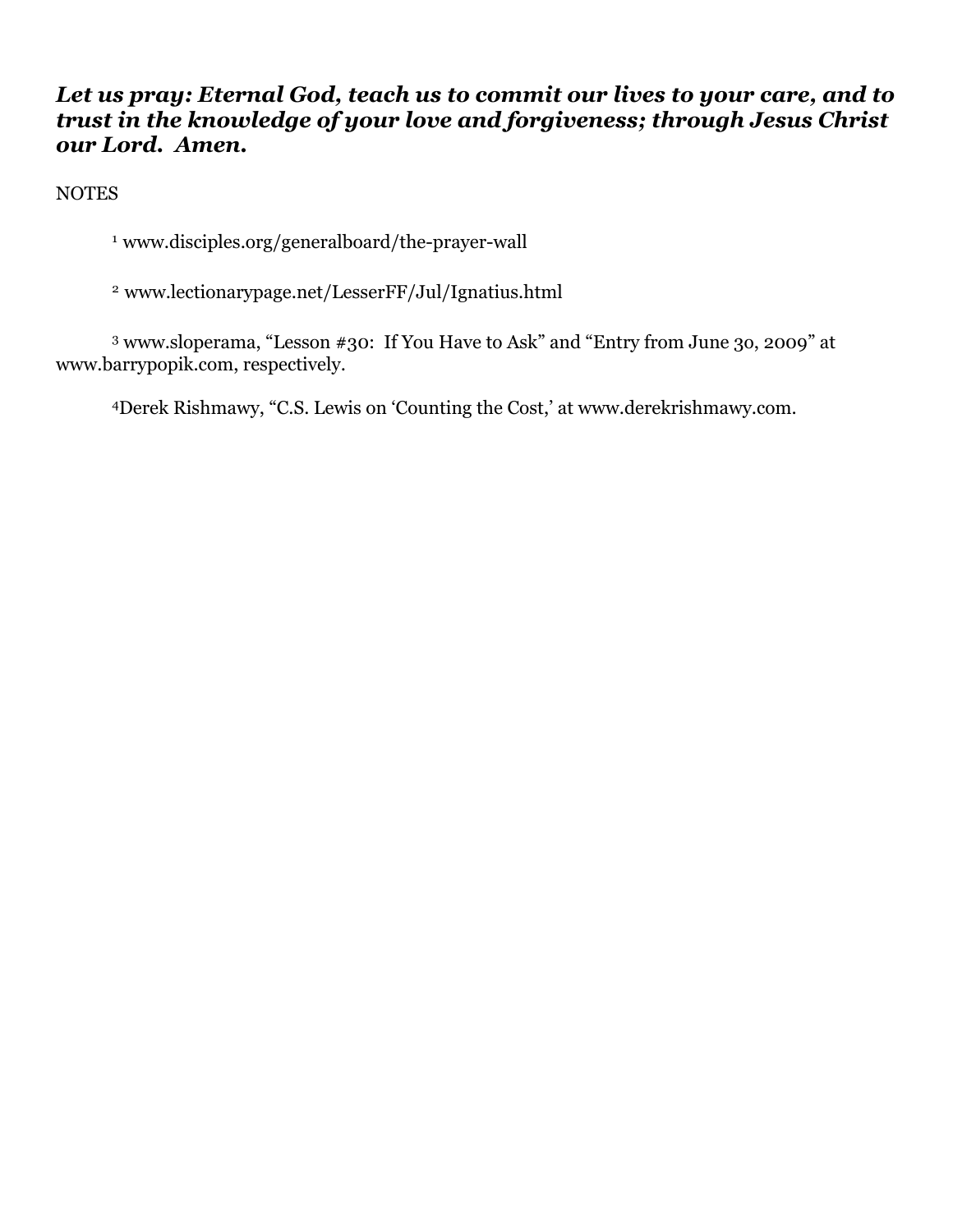***Let us pray: Eternal God, teach us to commit our lives to your care, and to trust in the knowledge of your love and forgiveness; through Jesus Christ our Lord. Amen.***

NOTES

[1] www.disciples.org/generalboard/the-prayer-wall

[2] www.lectionarypage.net/LesserFF/Jul/Ignatius.html

[3] www.sloperama, "Lesson #30: If You Have to Ask" and "Entry from June 30, 2009" at www.barrypopik.com, respectively.

[4] Derek Rishmawy, "C.S. Lewis on 'Counting the Cost,' at www.derekrishmawy.com.